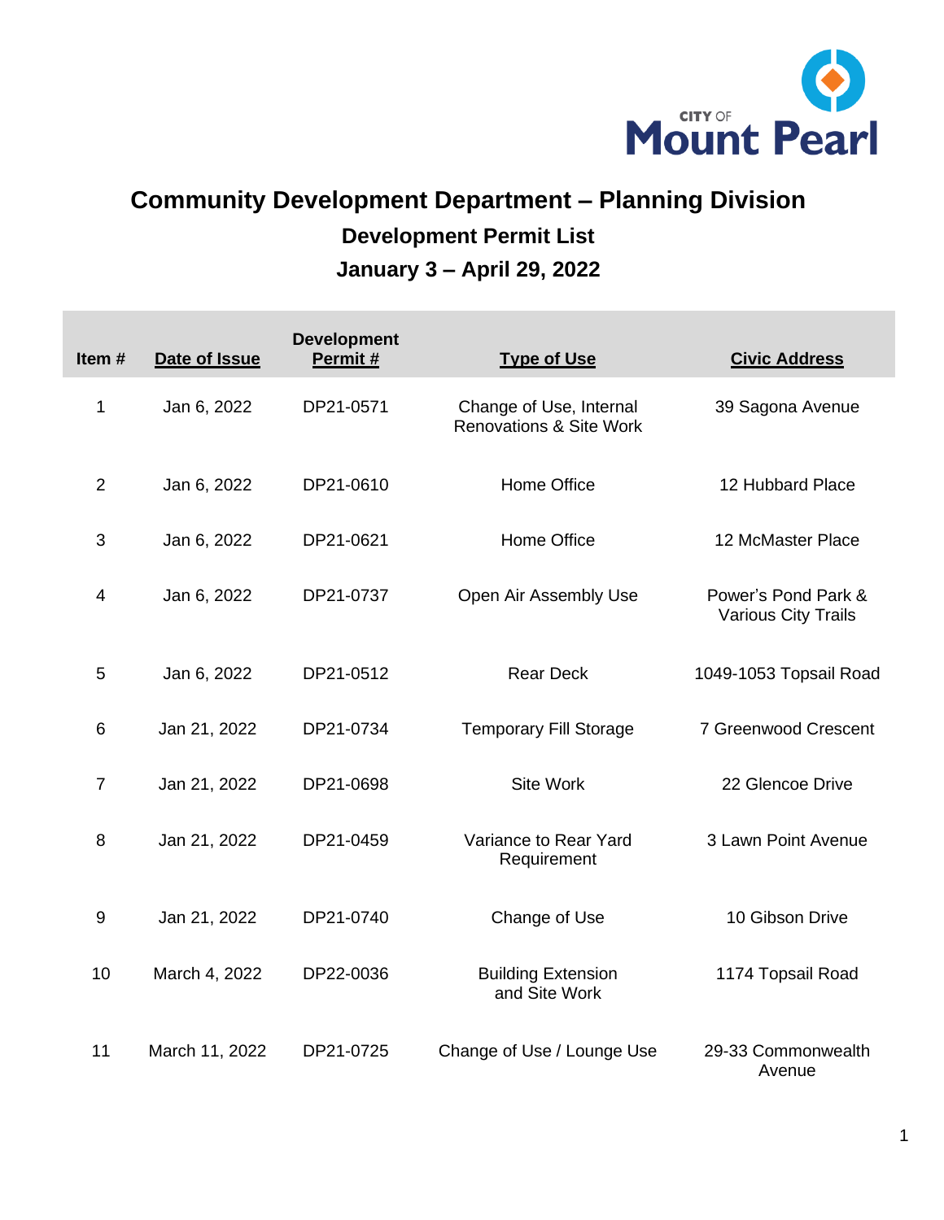CITY OF **Mount Pearl**

# Community Development Department – Planning Division

## Development Permit List

## January 3 – April 29, 2022

| Item # | Date of Issue | Development Permit # | Type of Use | Civic Address |
|---|---|---|---|---|
| 1 | Jan 6, 2022 | DP21-0571 | Change of Use, Internal Renovations & Site Work | 39 Sagona Avenue |
| 2 | Jan 6, 2022 | DP21-0610 | Home Office | 12 Hubbard Place |
| 3 | Jan 6, 2022 | DP21-0621 | Home Office | 12 McMaster Place |
| 4 | Jan 6, 2022 | DP21-0737 | Open Air Assembly Use | Power's Pond Park & Various City Trails |
| 5 | Jan 6, 2022 | DP21-0512 | Rear Deck | 1049-1053 Topsail Road |
| 6 | Jan 21, 2022 | DP21-0734 | Temporary Fill Storage | 7 Greenwood Crescent |
| 7 | Jan 21, 2022 | DP21-0698 | Site Work | 22 Glencoe Drive |
| 8 | Jan 21, 2022 | DP21-0459 | Variance to Rear Yard Requirement | 3 Lawn Point Avenue |
| 9 | Jan 21, 2022 | DP21-0740 | Change of Use | 10 Gibson Drive |
| 10 | March 4, 2022 | DP22-0036 | Building Extension and Site Work | 1174 Topsail Road |
| 11 | March 11, 2022 | DP21-0725 | Change of Use / Lounge Use | 29-33 Commonwealth Avenue |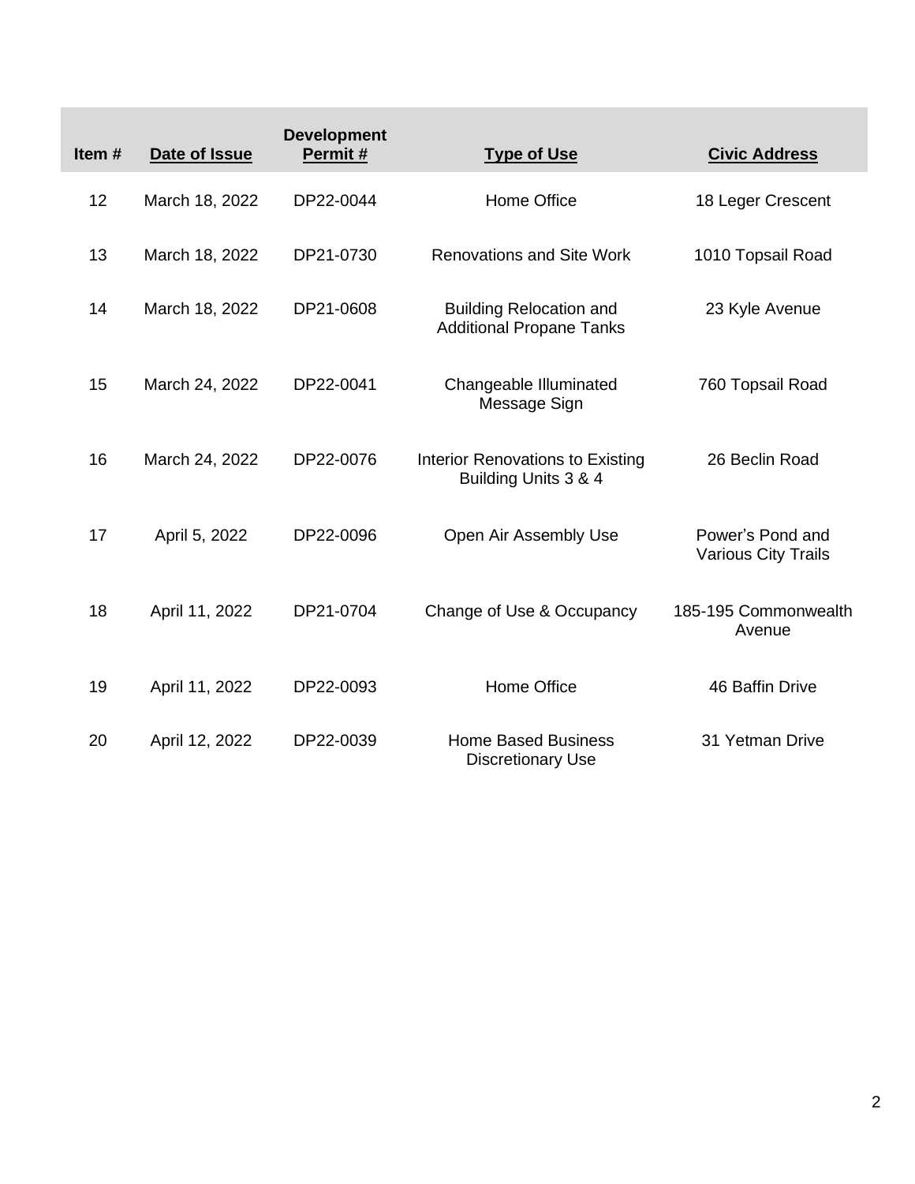| Item # | Date of Issue | Development Permit # | Type of Use | Civic Address |
|---|---|---|---|---|
| 12 | March 18, 2022 | DP22-0044 | Home Office | 18 Leger Crescent |
| 13 | March 18, 2022 | DP21-0730 | Renovations and Site Work | 1010 Topsail Road |
| 14 | March 18, 2022 | DP21-0608 | Building Relocation and Additional Propane Tanks | 23 Kyle Avenue |
| 15 | March 24, 2022 | DP22-0041 | Changeable Illuminated Message Sign | 760 Topsail Road |
| 16 | March 24, 2022 | DP22-0076 | Interior Renovations to Existing Building Units 3 & 4 | 26 Beclin Road |
| 17 | April 5, 2022 | DP22-0096 | Open Air Assembly Use | Power's Pond and Various City Trails |
| 18 | April 11, 2022 | DP21-0704 | Change of Use & Occupancy | 185-195 Commonwealth Avenue |
| 19 | April 11, 2022 | DP22-0093 | Home Office | 46 Baffin Drive |
| 20 | April 12, 2022 | DP22-0039 | Home Based Business Discretionary Use | 31 Yetman Drive |